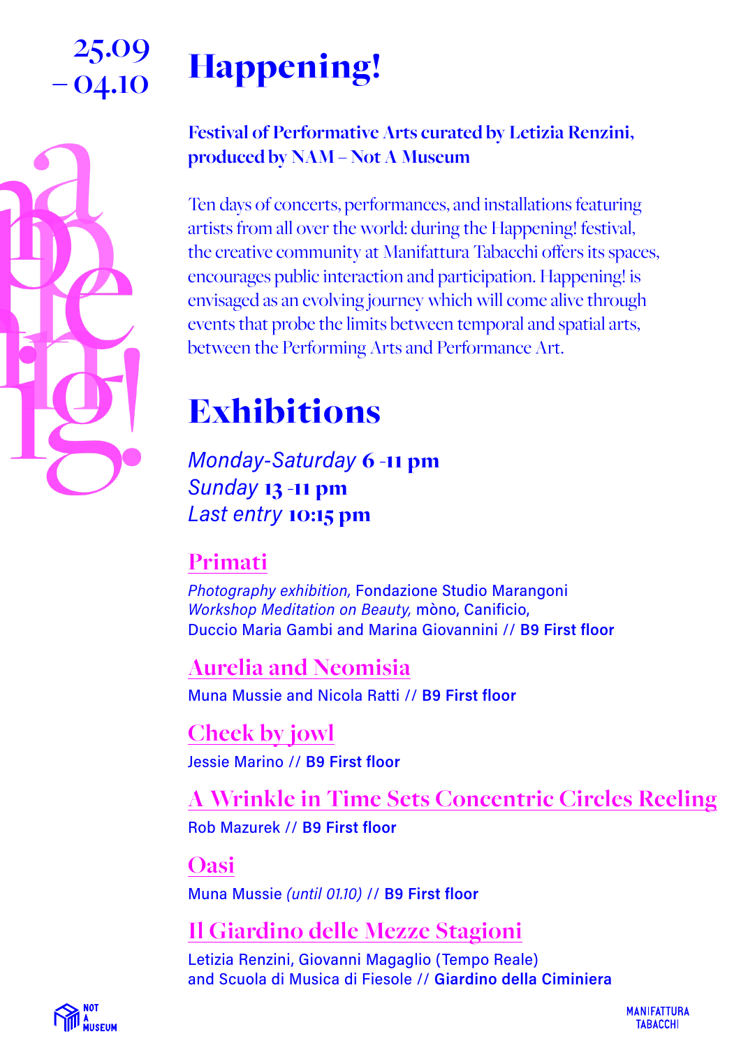25.09 – 04.10

# Happening!

**Festival of Performative Arts curated by Letizia Renzini, produced by NAM – Not A Museum**

Ten days of concerts, performances, and installations featuring artists from all over the world: during the Happening! festival, the creative community at Manifattura Tabacchi offers its spaces, encourages public interaction and participation. Happening! is envisaged as an evolving journey which will come alive through events that probe the limits between temporal and spatial arts, between the Performing Arts and Performance Art.

# Exhibitions

*Monday-Saturday* **6 -11 pm**
*Sunday* **13 -11 pm**
*Last entry* **10:15 pm**

## Primati

*Photography exhibition,* Fondazione Studio Marangoni
*Workshop Meditation on Beauty,* mòno, Canificio, Duccio Maria Gambi and Marina Giovannini // **B9 First floor**

## Aurelia and Neomisia

Muna Mussie and Nicola Ratti // **B9 First floor**

## Cheek by jowl

Jessie Marino // **B9 First floor**

## A Wrinkle in Time Sets Concentric Circles Reeling

Rob Mazurek // **B9 First floor**

## Oasi

Muna Mussie *(until 01.10)* // **B9 First floor**

## Il Giardino delle Mezze Stagioni

Letizia Renzini, Giovanni Magaglio (Tempo Reale) and Scuola di Musica di Fiesole // **Giardino della Ciminiera**

NOT A MUSEUM

MANIFATTURA TABACCHI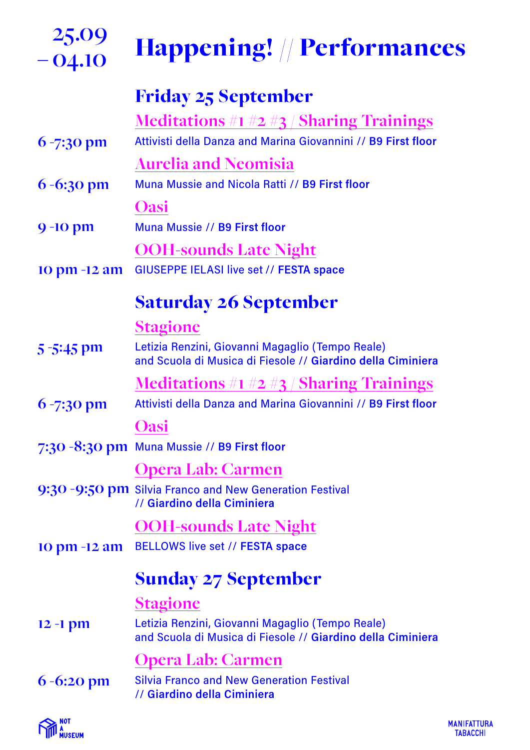25.09 – 04.10

# Happening! // Performances

## Friday 25 September

### Meditations #1 #2 #3 / Sharing Trainings

6 -7:30 pm — Attivisti della Danza and Marina Giovannini // **B9 First floor**

### Aurelia and Neomisia

6 -6:30 pm — Muna Mussie and Nicola Ratti // **B9 First floor**

### Oasi

9 -10 pm — Muna Mussie // **B9 First floor**

### OOH-sounds Late Night

10 pm -12 am — GIUSEPPE IELASI live set // **FESTA space**

## Saturday 26 September

### Stagione

5 -5:45 pm — Letizia Renzini, Giovanni Magaglio (Tempo Reale) and Scuola di Musica di Fiesole // **Giardino della Ciminiera**

### Meditations #1 #2 #3 / Sharing Trainings

6 -7:30 pm — Attivisti della Danza and Marina Giovannini // **B9 First floor**

### Oasi

7:30 -8:30 pm — Muna Mussie // **B9 First floor**

### Opera Lab: Carmen

9:30 -9:50 pm — Silvia Franco and New Generation Festival // **Giardino della Ciminiera**

### OOH-sounds Late Night

10 pm -12 am — BELLOWS live set // **FESTA space**

## Sunday 27 September

### Stagione

12 -1 pm — Letizia Renzini, Giovanni Magaglio (Tempo Reale) and Scuola di Musica di Fiesole // **Giardino della Ciminiera**

### Opera Lab: Carmen

6 -6:20 pm — Silvia Franco and New Generation Festival // **Giardino della Ciminiera**

NOT A MUSEUM

MANIFATTURA TABACCHI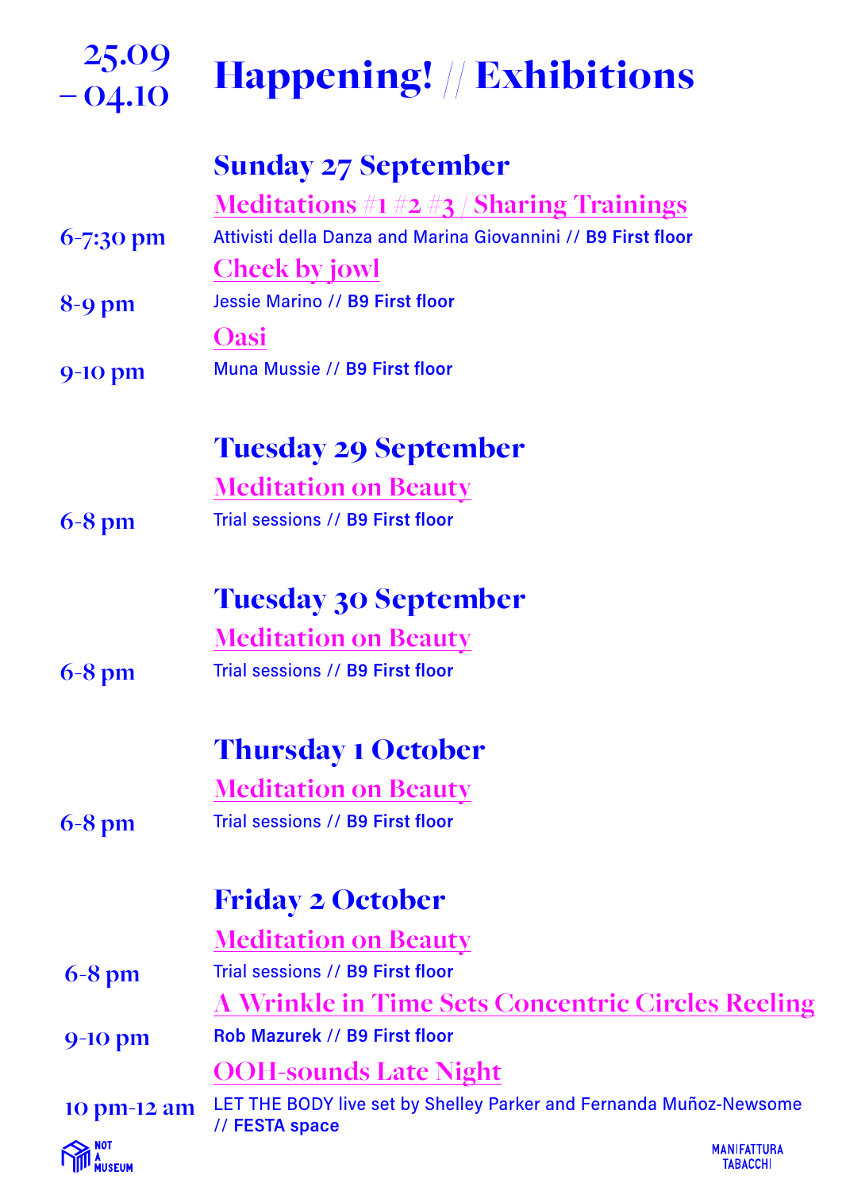25.09 – 04.10

# Happening! // Exhibitions

## Sunday 27 September

**Meditations #1 #2 #3 / Sharing Trainings**

6-7:30 pm — Attivisti della Danza and Marina Giovannini // **B9 First floor**

**Cheek by jowl**

8-9 pm — Jessie Marino // **B9 First floor**

**Oasi**

9-10 pm — Muna Mussie // **B9 First floor**

## Tuesday 29 September

**Meditation on Beauty**

6-8 pm — Trial sessions // **B9 First floor**

## Tuesday 30 September

**Meditation on Beauty**

6-8 pm — Trial sessions // **B9 First floor**

## Thursday 1 October

**Meditation on Beauty**

6-8 pm — Trial sessions // **B9 First floor**

## Friday 2 October

**Meditation on Beauty**

6-8 pm — Trial sessions // **B9 First floor**

**A Wrinkle in Time Sets Concentric Circles Reeling**

9-10 pm — **Rob Mazurek // B9 First floor**

**OOH-sounds Late Night**

10 pm-12 am — LET THE BODY live set by Shelley Parker and Fernanda Muñoz-Newsome // **FESTA space**

NOT A MUSEUM

MANIFATTURA TABACCHI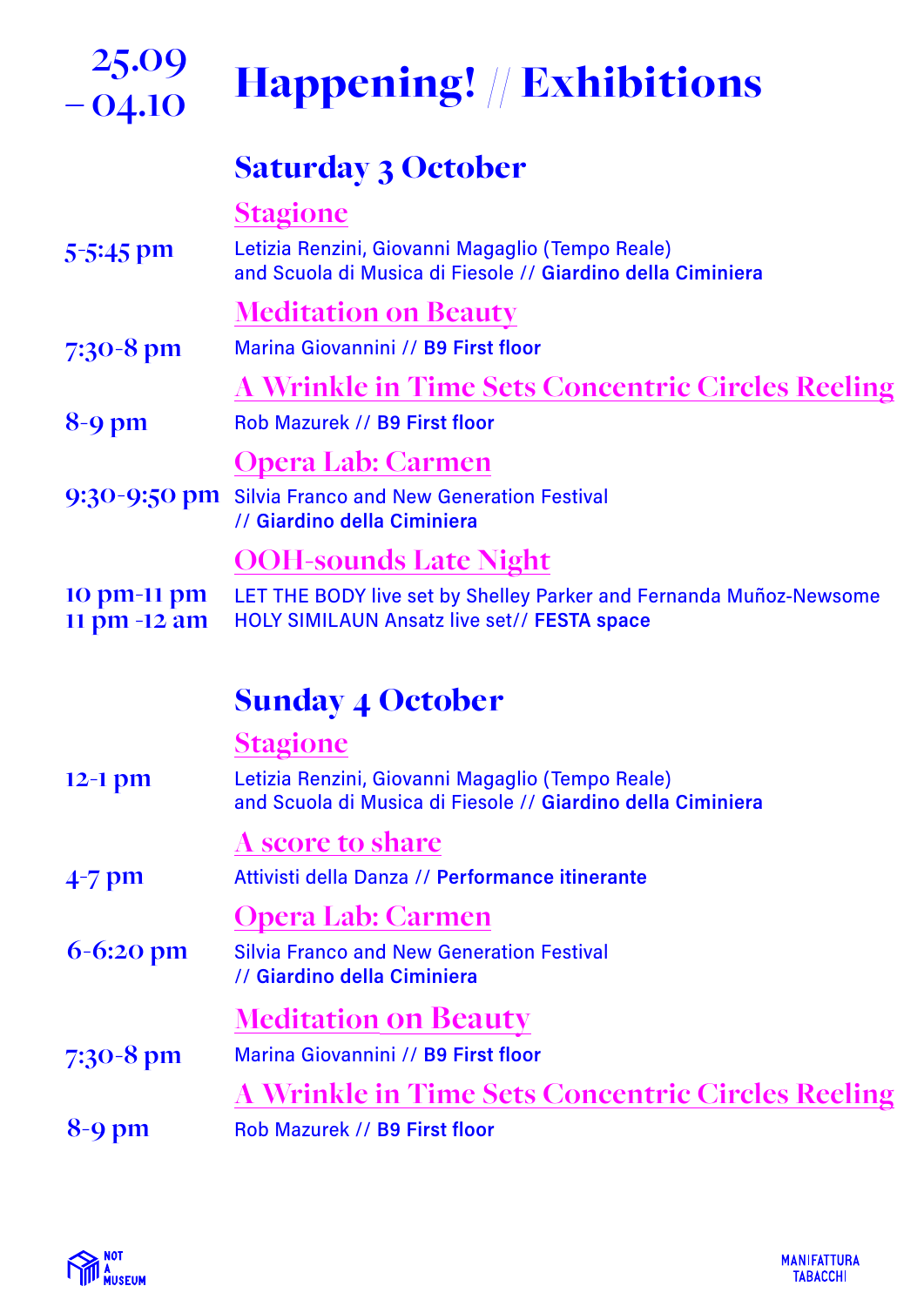25.09 – 04.10

# Happening! // Exhibitions

## Saturday 3 October

### Stagione

**5-5:45 pm**

Letizia Renzini, Giovanni Magaglio (Tempo Reale) and Scuola di Musica di Fiesole // **Giardino della Ciminiera**

### Meditation on Beauty

**7:30-8 pm**

Marina Giovannini // **B9 First floor**

### A Wrinkle in Time Sets Concentric Circles Reeling

**8-9 pm**

Rob Mazurek // **B9 First floor**

### Opera Lab: Carmen

**9:30-9:50 pm**

Silvia Franco and New Generation Festival // **Giardino della Ciminiera**

### OOH-sounds Late Night

**10 pm-11 pm**
LET THE BODY live set by Shelley Parker and Fernanda Muñoz-Newsome

**11 pm -12 am**
HOLY SIMILAUN Ansatz live set// **FESTA space**

## Sunday 4 October

### Stagione

**12-1 pm**

Letizia Renzini, Giovanni Magaglio (Tempo Reale) and Scuola di Musica di Fiesole // **Giardino della Ciminiera**

### A score to share

**4-7 pm**

Attivisti della Danza // **Performance itinerante**

### Opera Lab: Carmen

**6-6:20 pm**

Silvia Franco and New Generation Festival // **Giardino della Ciminiera**

### Meditation on Beauty

**7:30-8 pm**

Marina Giovannini // **B9 First floor**

### A Wrinkle in Time Sets Concentric Circles Reeling

**8-9 pm**

Rob Mazurek // **B9 First floor**

NOT A MUSEUM

MANIFATTURA TABACCHI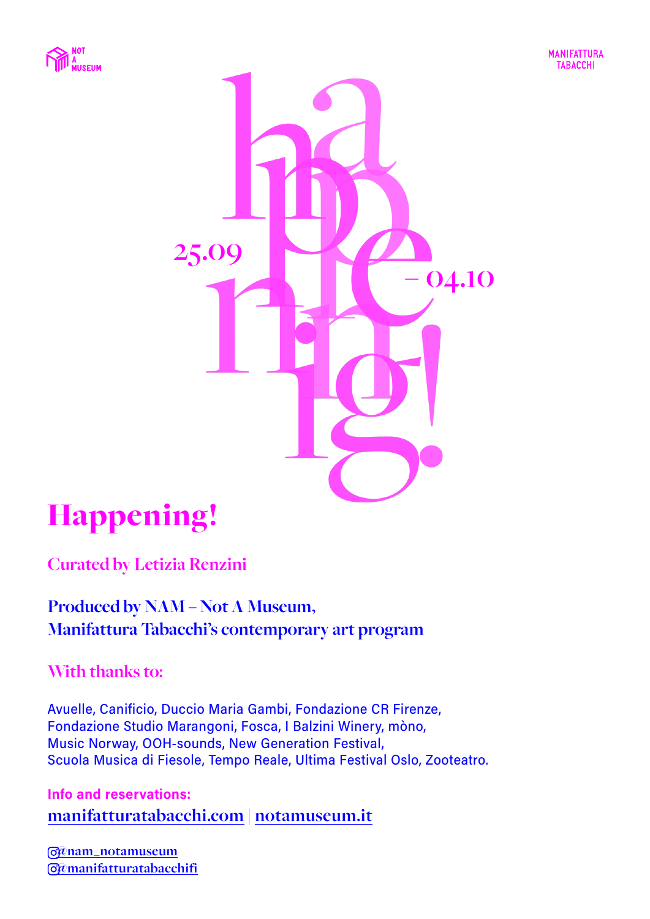NOT A MUSEUM

MANIFATTURA TABACCHI

happening!

25.09 – 04.10

# Happening!

Curated by Letizia Renzini

**Produced by NAM – Not A Museum,
Manifattura Tabacchi's contemporary art program**

With thanks to:

Avuelle, Canificio, Duccio Maria Gambi, Fondazione CR Firenze, Fondazione Studio Marangoni, Fosca, I Balzini Winery, mòno, Music Norway, OOH-sounds, New Generation Festival, Scuola Musica di Fiesole, Tempo Reale, Ultima Festival Oslo, Zooteatro.

**Info and reservations:**

manifatturatabacchi.com | notamuseum.it

@nam_notamuseum
@manifatturatabacchifi